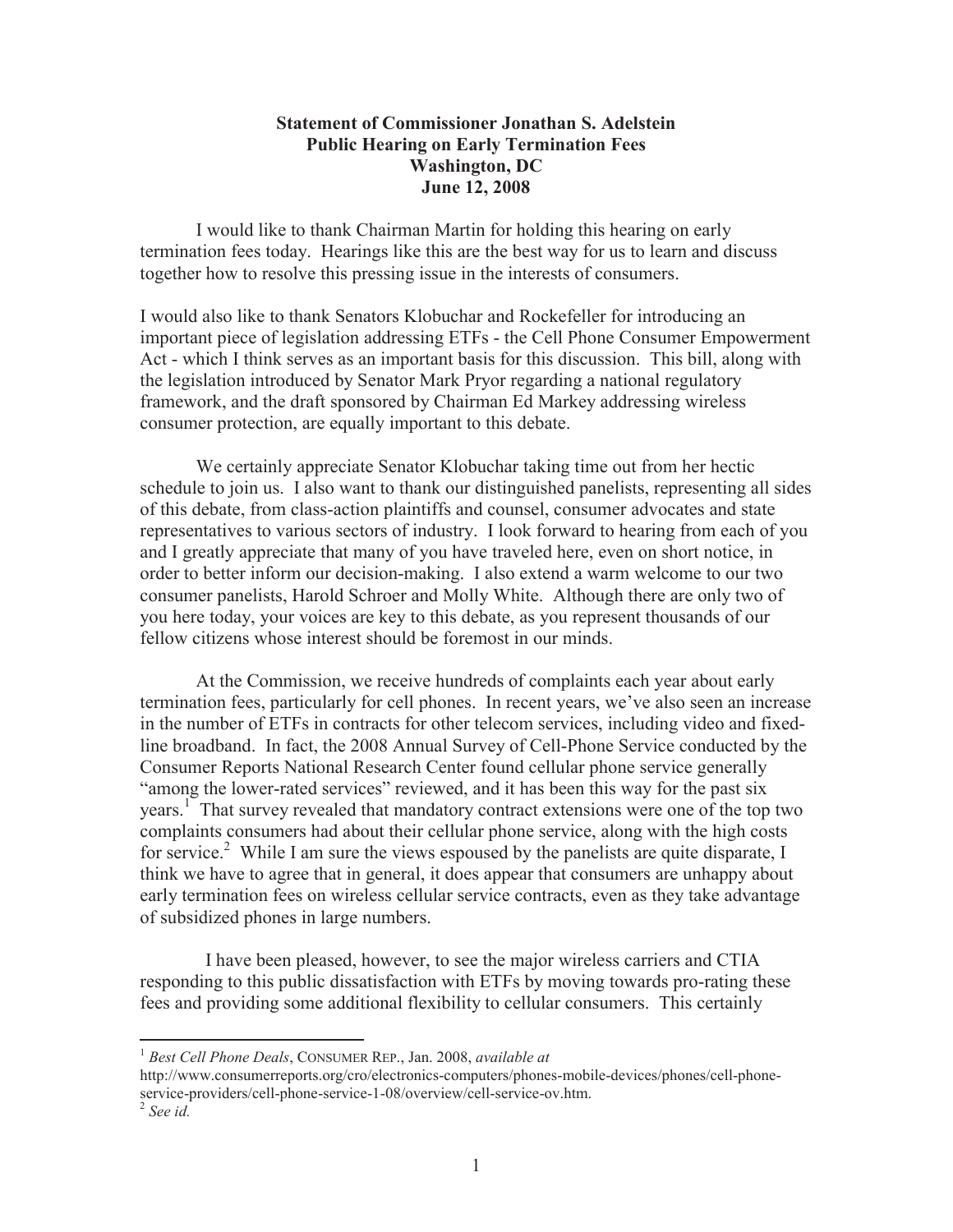**Statement of Commissioner Jonathan S. Adelstein**
**Public Hearing on Early Termination Fees**
**Washington, DC**
**June 12, 2008**

I would like to thank Chairman Martin for holding this hearing on early termination fees today. Hearings like this are the best way for us to learn and discuss together how to resolve this pressing issue in the interests of consumers.

I would also like to thank Senators Klobuchar and Rockefeller for introducing an important piece of legislation addressing ETFs - the Cell Phone Consumer Empowerment Act - which I think serves as an important basis for this discussion. This bill, along with the legislation introduced by Senator Mark Pryor regarding a national regulatory framework, and the draft sponsored by Chairman Ed Markey addressing wireless consumer protection, are equally important to this debate.

We certainly appreciate Senator Klobuchar taking time out from her hectic schedule to join us. I also want to thank our distinguished panelists, representing all sides of this debate, from class-action plaintiffs and counsel, consumer advocates and state representatives to various sectors of industry. I look forward to hearing from each of you and I greatly appreciate that many of you have traveled here, even on short notice, in order to better inform our decision-making. I also extend a warm welcome to our two consumer panelists, Harold Schroer and Molly White. Although there are only two of you here today, your voices are key to this debate, as you represent thousands of our fellow citizens whose interest should be foremost in our minds.

At the Commission, we receive hundreds of complaints each year about early termination fees, particularly for cell phones. In recent years, we've also seen an increase in the number of ETFs in contracts for other telecom services, including video and fixed-line broadband. In fact, the 2008 Annual Survey of Cell-Phone Service conducted by the Consumer Reports National Research Center found cellular phone service generally "among the lower-rated services" reviewed, and it has been this way for the past six years.[1] That survey revealed that mandatory contract extensions were one of the top two complaints consumers had about their cellular phone service, along with the high costs for service.[2] While I am sure the views espoused by the panelists are quite disparate, I think we have to agree that in general, it does appear that consumers are unhappy about early termination fees on wireless cellular service contracts, even as they take advantage of subsidized phones in large numbers.

I have been pleased, however, to see the major wireless carriers and CTIA responding to this public dissatisfaction with ETFs by moving towards pro-rating these fees and providing some additional flexibility to cellular consumers. This certainly

---

[1] *Best Cell Phone Deals*, CONSUMER REP., Jan. 2008, *available at* http://www.consumerreports.org/cro/electronics-computers/phones-mobile-devices/phones/cell-phone-service-providers/cell-phone-service-1-08/overview/cell-service-ov.htm.

[2] *See id.*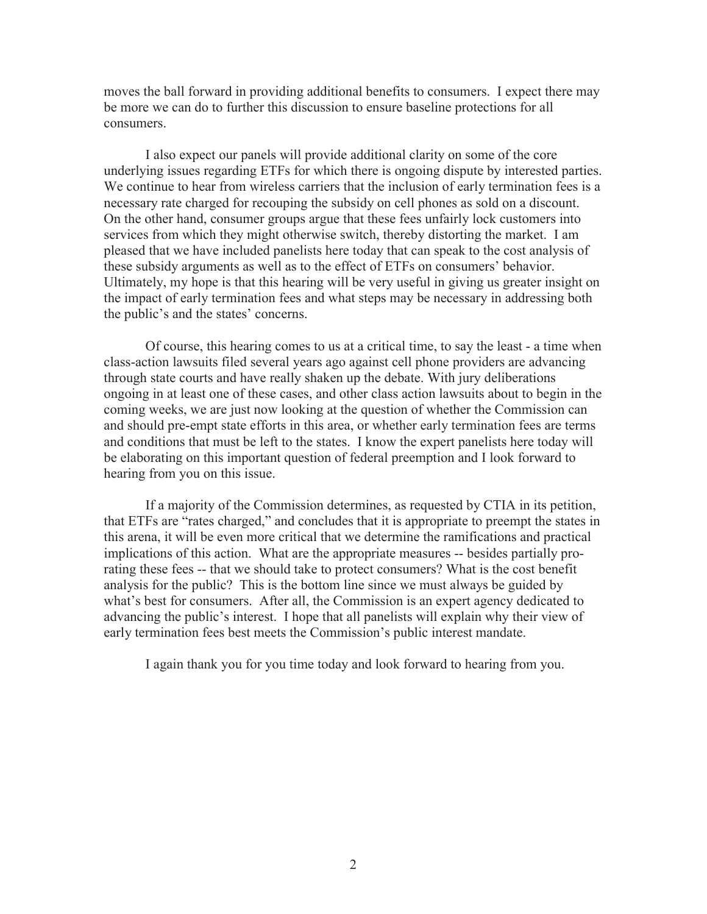moves the ball forward in providing additional benefits to consumers. I expect there may be more we can do to further this discussion to ensure baseline protections for all consumers.

I also expect our panels will provide additional clarity on some of the core underlying issues regarding ETFs for which there is ongoing dispute by interested parties. We continue to hear from wireless carriers that the inclusion of early termination fees is a necessary rate charged for recouping the subsidy on cell phones as sold on a discount. On the other hand, consumer groups argue that these fees unfairly lock customers into services from which they might otherwise switch, thereby distorting the market. I am pleased that we have included panelists here today that can speak to the cost analysis of these subsidy arguments as well as to the effect of ETFs on consumers' behavior. Ultimately, my hope is that this hearing will be very useful in giving us greater insight on the impact of early termination fees and what steps may be necessary in addressing both the public's and the states' concerns.

Of course, this hearing comes to us at a critical time, to say the least - a time when class-action lawsuits filed several years ago against cell phone providers are advancing through state courts and have really shaken up the debate. With jury deliberations ongoing in at least one of these cases, and other class action lawsuits about to begin in the coming weeks, we are just now looking at the question of whether the Commission can and should pre-empt state efforts in this area, or whether early termination fees are terms and conditions that must be left to the states. I know the expert panelists here today will be elaborating on this important question of federal preemption and I look forward to hearing from you on this issue.

If a majority of the Commission determines, as requested by CTIA in its petition, that ETFs are "rates charged," and concludes that it is appropriate to preempt the states in this arena, it will be even more critical that we determine the ramifications and practical implications of this action. What are the appropriate measures -- besides partially pro-rating these fees -- that we should take to protect consumers? What is the cost benefit analysis for the public? This is the bottom line since we must always be guided by what's best for consumers. After all, the Commission is an expert agency dedicated to advancing the public's interest. I hope that all panelists will explain why their view of early termination fees best meets the Commission's public interest mandate.

I again thank you for you time today and look forward to hearing from you.